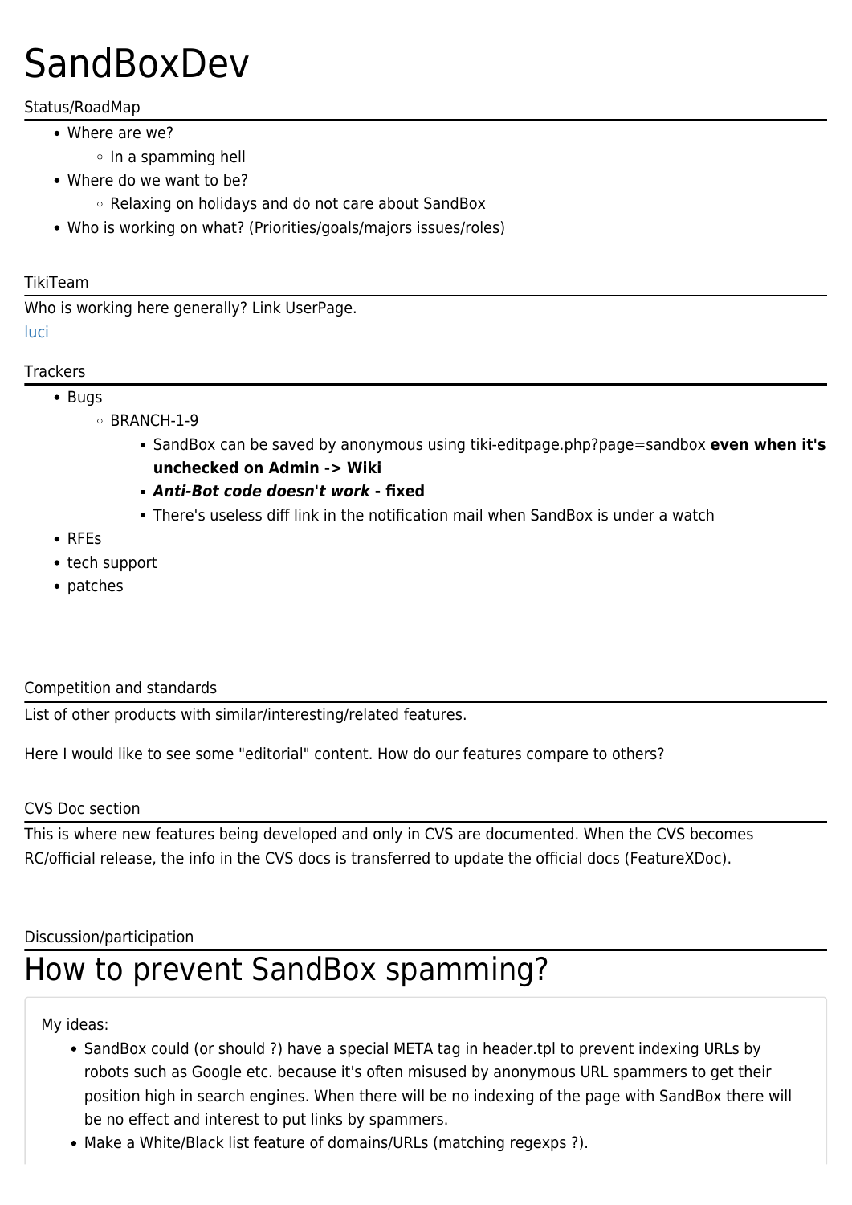# SandBoxDev

## Status/RoadMap

- Where are we?
  - In a spamming hell
- Where do we want to be?
  - Relaxing on holidays and do not care about SandBox
- Who is working on what? (Priorities/goals/majors issues/roles)

## TikiTeam

Who is working here generally? Link UserPage.

luci

## Trackers

- Bugs
  - BRANCH-1-9
    - SandBox can be saved by anonymous using tiki-editpage.php?page=sandbox **even when it's unchecked on Admin -> Wiki**
    - ***Anti-Bot code doesn't work* - fixed**
    - There's useless diff link in the notification mail when SandBox is under a watch
- RFEs
- tech support
- patches

## Competition and standards

List of other products with similar/interesting/related features.

Here I would like to see some "editorial" content. How do our features compare to others?

## CVS Doc section

This is where new features being developed and only in CVS are documented. When the CVS becomes RC/official release, the info in the CVS docs is transferred to update the official docs (FeatureXDoc).

## Discussion/participation

# How to prevent SandBox spamming?

My ideas:

- SandBox could (or should ?) have a special META tag in header.tpl to prevent indexing URLs by robots such as Google etc. because it's often misused by anonymous URL spammers to get their position high in search engines. When there will be no indexing of the page with SandBox there will be no effect and interest to put links by spammers.
- Make a White/Black list feature of domains/URLs (matching regexps ?).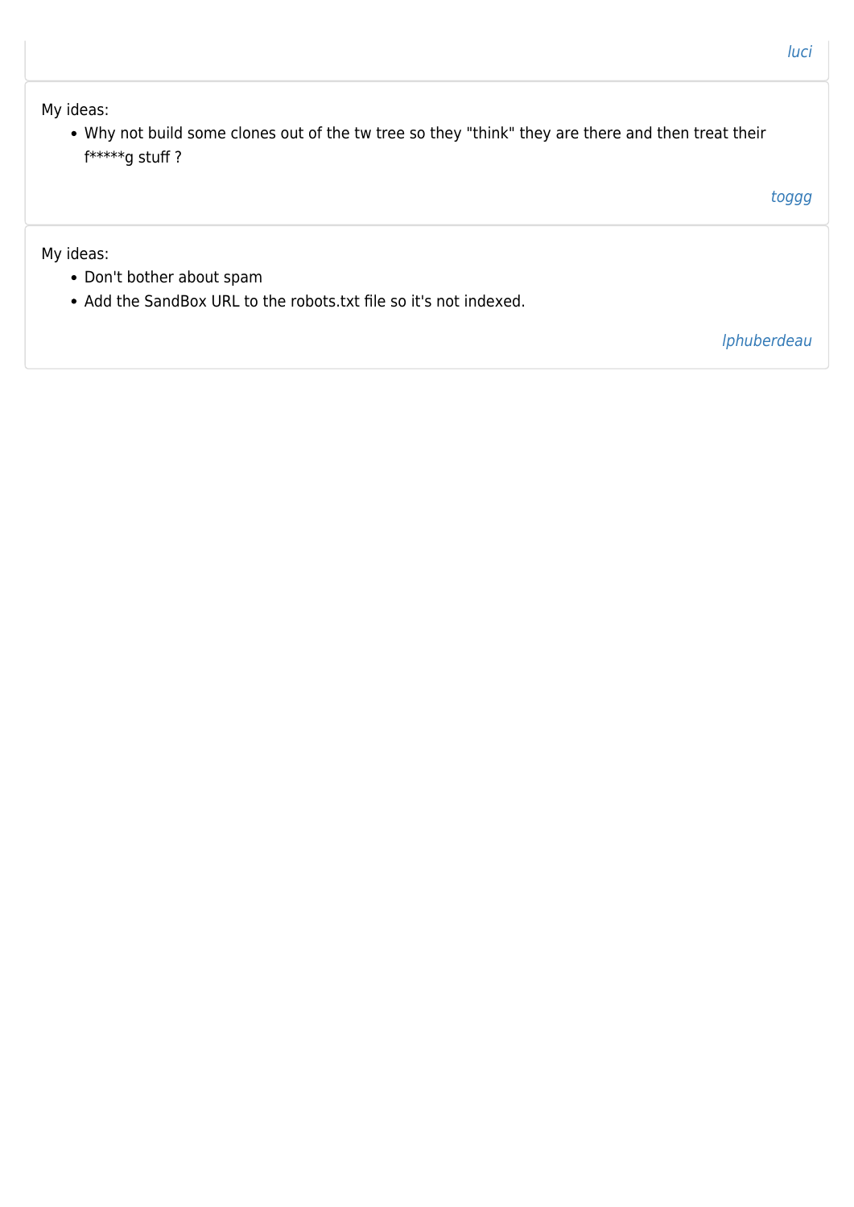*luci*

My ideas:

- Why not build some clones out of the tw tree so they "think" they are there and then treat their f*****g stuff ?

*toggg*

My ideas:

- Don't bother about spam
- Add the SandBox URL to the robots.txt file so it's not indexed.

*lphuberdeau*